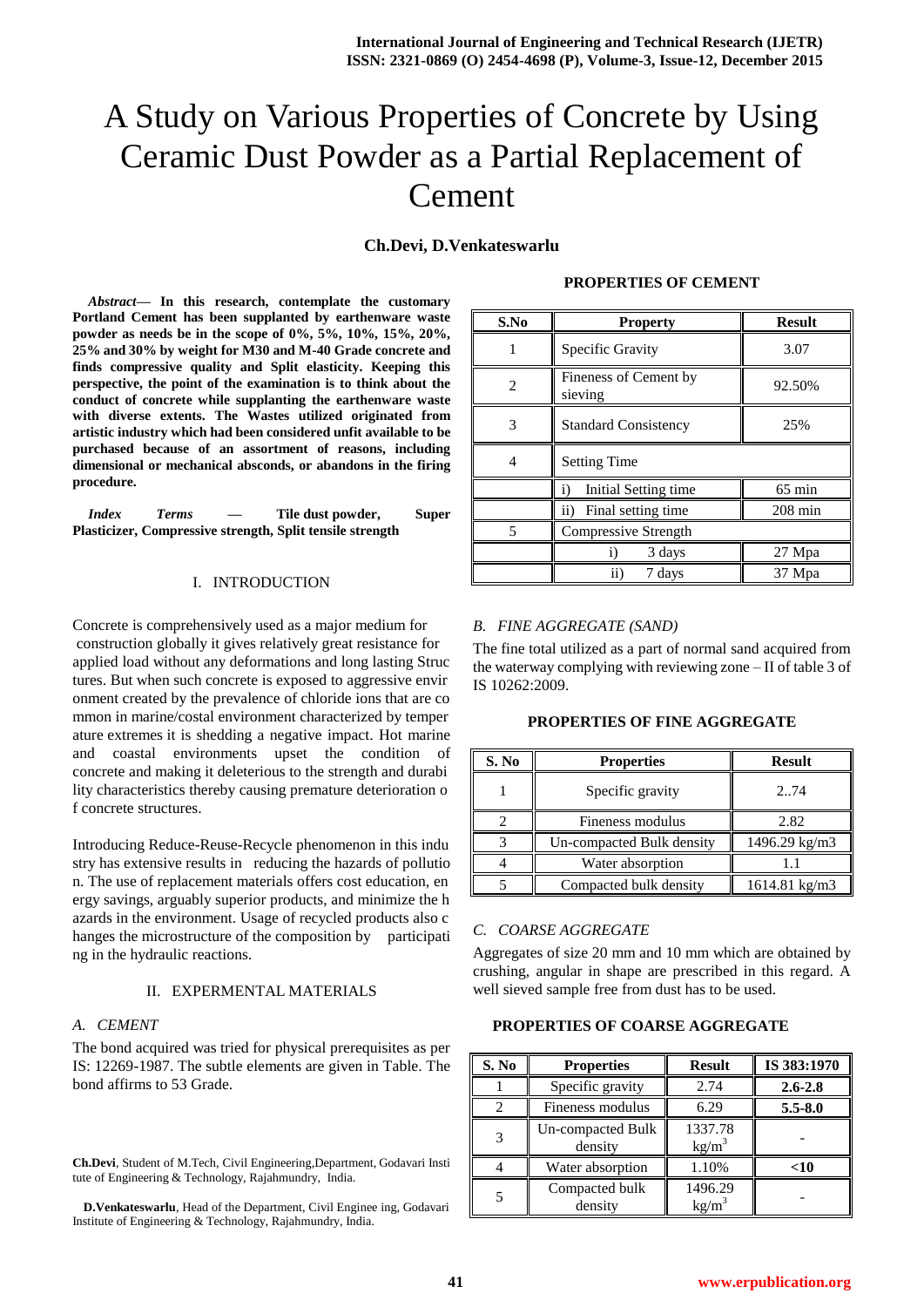# A Study on Various Properties of Concrete by Using Ceramic Dust Powder as a Partial Replacement of Cement

**Ch.Devi, D.Venkateswarlu**

***Abstract*— In this research, contemplate the customary Portland Cement has been supplanted by earthenware waste powder as needs be in the scope of 0%, 5%, 10%, 15%, 20%, 25% and 30% by weight for M30 and M-40 Grade concrete and finds compressive quality and Split elasticity. Keeping this perspective, the point of the examination is to think about the conduct of concrete while supplanting the earthenware waste with diverse extents. The Wastes utilized originated from artistic industry which had been considered unfit available to be purchased because of an assortment of reasons, including dimensional or mechanical absconds, or abandons in the firing procedure.**

***Index Terms* — Tile dust powder, Super Plasticizer, Compressive strength, Split tensile strength**

## I. INTRODUCTION

Concrete is comprehensively used as a major medium for construction globally it gives relatively great resistance for applied load without any deformations and long lasting Struc tures. But when such concrete is exposed to aggressive envir onment created by the prevalence of chloride ions that are co mmon in marine/costal environment characterized by temper ature extremes it is shedding a negative impact. Hot marine and coastal environments upset the condition of concrete and making it deleterious to the strength and durabi lity characteristics thereby causing premature deterioration o f concrete structures.

Introducing Reduce-Reuse-Recycle phenomenon in this indu stry has extensive results in reducing the hazards of pollutio n. The use of replacement materials offers cost education, en ergy savings, arguably superior products, and minimize the h azards in the environment. Usage of recycled products also c hanges the microstructure of the composition by participati ng in the hydraulic reactions.

## II. EXPERMENTAL MATERIALS

### *A. CEMENT*

The bond acquired was tried for physical prerequisites as per IS: 12269-1987. The subtle elements are given in Table. The bond affirms to 53 Grade.

Ch.Devi, Student of M.Tech, Civil Engineering,Department, Godavari Insti tute of Engineering & Technology, Rajahmundry, India.

D.Venkateswarlu, Head of the Department, Civil Enginee ing, Godavari Institute of Engineering & Technology, Rajahmundry, India.

**PROPERTIES OF CEMENT**

| S.No | Property | Result |
|---|---|---|
| 1 | Specific Gravity | 3.07 |
| 2 | Fineness of Cement by sieving | 92.50% |
| 3 | Standard Consistency | 25% |
| 4 | Setting Time | |
| | i) Initial Setting time | 65 min |
| | ii) Final setting time | 208 min |
| 5 | Compressive Strength | |
| | i) 3 days | 27 Mpa |
| | ii) 7 days | 37 Mpa |

### *B. FINE AGGREGATE (SAND)*

The fine total utilized as a part of normal sand acquired from the waterway complying with reviewing zone – II of table 3 of IS 10262:2009.

**PROPERTIES OF FINE AGGREGATE**

| S. No | Properties | Result |
|---|---|---|
| 1 | Specific gravity | 2..74 |
| 2 | Fineness modulus | 2.82 |
| 3 | Un-compacted Bulk density | 1496.29 kg/m3 |
| 4 | Water absorption | 1.1 |
| 5 | Compacted bulk density | 1614.81 kg/m3 |

### *C. COARSE AGGREGATE*

Aggregates of size 20 mm and 10 mm which are obtained by crushing, angular in shape are prescribed in this regard. A well sieved sample free from dust has to be used.

**PROPERTIES OF COARSE AGGREGATE**

| S. No | Properties | Result | IS 383:1970 |
|---|---|---|---|
| 1 | Specific gravity | 2.74 | **2.6-2.8** |
| 2 | Fineness modulus | 6.29 | **5.5-8.0** |
| 3 | Un-compacted Bulk density | 1337.78 $kg/m^3$ | - |
| 4 | Water absorption | 1.10% | **<10** |
| 5 | Compacted bulk density | 1496.29 $kg/m^3$ | - |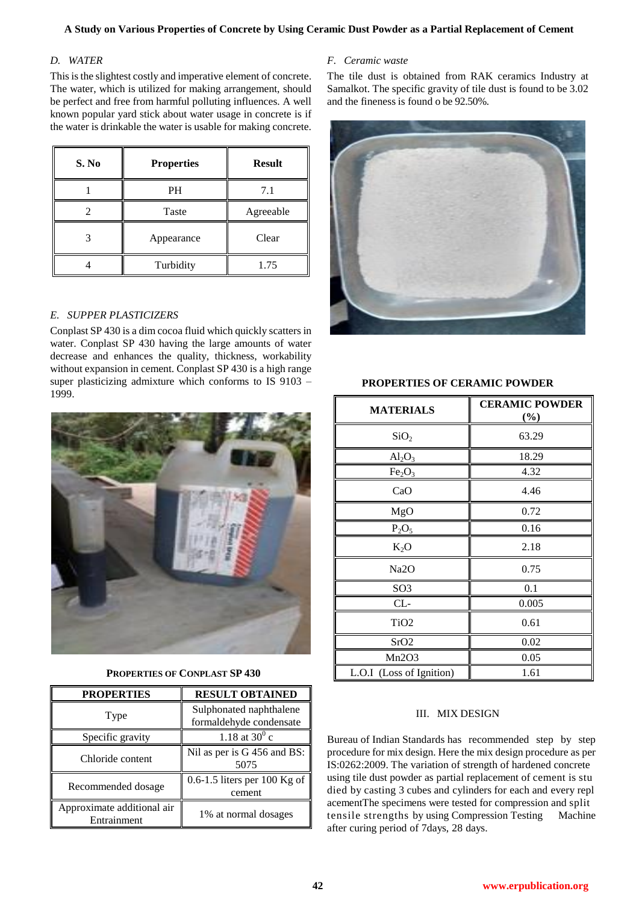### D. WATER

This is the slightest costly and imperative element of concrete. The water, which is utilized for making arrangement, should be perfect and free from harmful polluting influences. A well known popular yard stick about water usage in concrete is if the water is drinkable the water is usable for making concrete.

| S. No | Properties | Result |
|---|---|---|
| 1 | PH | 7.1 |
| 2 | Taste | Agreeable |
| 3 | Appearance | Clear |
| 4 | Turbidity | 1.75 |

### E. SUPPER PLASTICIZERS

Conplast SP 430 is a dim cocoa fluid which quickly scatters in water. Conplast SP 430 having the large amounts of water decrease and enhances the quality, thickness, workability without expansion in cement. Conplast SP 430 is a high range super plasticizing admixture which conforms to IS 9103 – 1999.

**PROPERTIES OF CONPLAST SP 430**

| PROPERTIES | RESULT OBTAINED |
|---|---|
| Type | Sulphonated naphthalene formaldehyde condensate |
| Specific gravity | 1.18 at $30^0$ c |
| Chloride content | Nil as per is G 456 and BS: 5075 |
| Recommended dosage | 0.6-1.5 liters per 100 Kg of cement |
| Approximate additional air Entrainment | 1% at normal dosages |

### F. Ceramic waste

The tile dust is obtained from RAK ceramics Industry at Samalkot. The specific gravity of tile dust is found to be 3.02 and the fineness is found o be 92.50%.

**PROPERTIES OF CERAMIC POWDER**

| MATERIALS | CERAMIC POWDER (%) |
|---|---|
| $SiO_2$ | 63.29 |
| $Al_2O_3$ | 18.29 |
| $Fe_2O_3$ | 4.32 |
| CaO | 4.46 |
| MgO | 0.72 |
| $P_2O_5$ | 0.16 |
| $K_2O$ | 2.18 |
| Na2O | 0.75 |
| SO3 | 0.1 |
| CL- | 0.005 |
| TiO2 | 0.61 |
| SrO2 | 0.02 |
| Mn2O3 | 0.05 |
| L.O.I (Loss of Ignition) | 1.61 |

## III. MIX DESIGN

Bureau of Indian Standards has recommended step by step procedure for mix design. Here the mix design procedure as per IS:0262:2009. The variation of strength of hardened concrete using tile dust powder as partial replacement of cement is stu died by casting 3 cubes and cylinders for each and every repl acementThe specimens were tested for compression and split tensile strengths by using Compression Testing Machine after curing period of 7days, 28 days.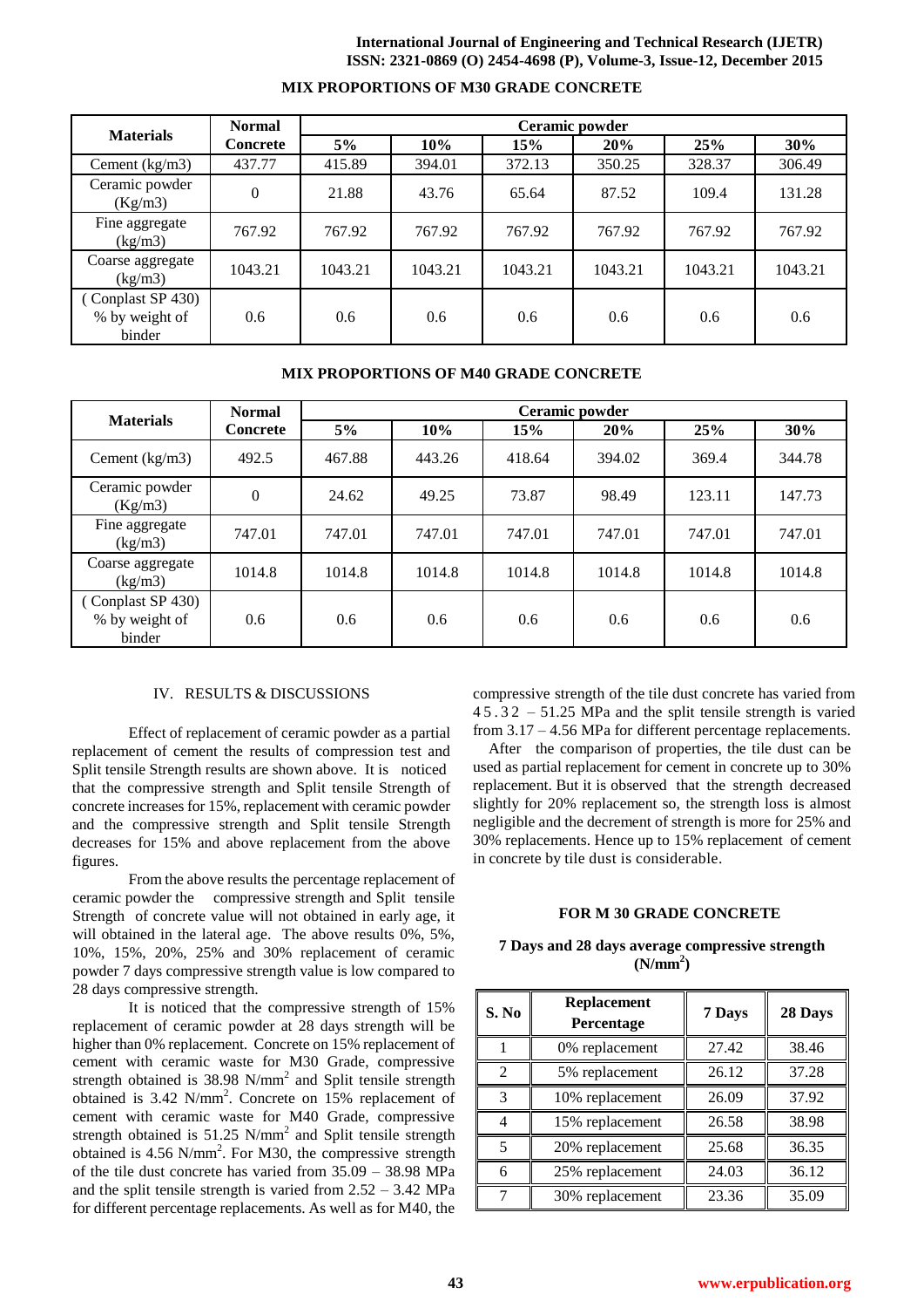**MIX PROPORTIONS OF M30 GRADE CONCRETE**

| Materials | Normal Concrete | Ceramic powder | | | | | |
|---|---|---|---|---|---|---|---|
| | | 5% | 10% | 15% | 20% | 25% | 30% |
| Cement (kg/m3) | 437.77 | 415.89 | 394.01 | 372.13 | 350.25 | 328.37 | 306.49 |
| Ceramic powder (Kg/m3) | 0 | 21.88 | 43.76 | 65.64 | 87.52 | 109.4 | 131.28 |
| Fine aggregate (kg/m3) | 767.92 | 767.92 | 767.92 | 767.92 | 767.92 | 767.92 | 767.92 |
| Coarse aggregate (Kg/m3) | 1043.21 | 1043.21 | 1043.21 | 1043.21 | 1043.21 | 1043.21 | 1043.21 |
| ( Conplast SP 430) % by weight of binder | 0.6 | 0.6 | 0.6 | 0.6 | 0.6 | 0.6 | 0.6 |

**MIX PROPORTIONS OF M40 GRADE CONCRETE**

| Materials | Normal Concrete | Ceramic powder | | | | | |
|---|---|---|---|---|---|---|---|
| | | 5% | 10% | 15% | 20% | 25% | 30% |
| Cement (kg/m3) | 492.5 | 467.88 | 443.26 | 418.64 | 394.02 | 369.4 | 344.78 |
| Ceramic powder (Kg/m3) | 0 | 24.62 | 49.25 | 73.87 | 98.49 | 123.11 | 147.73 |
| Fine aggregate (kg/m3) | 747.01 | 747.01 | 747.01 | 747.01 | 747.01 | 747.01 | 747.01 |
| Coarse aggregate (Kg/m3) | 1014.8 | 1014.8 | 1014.8 | 1014.8 | 1014.8 | 1014.8 | 1014.8 |
| ( Conplast SP 430) % by weight of binder | 0.6 | 0.6 | 0.6 | 0.6 | 0.6 | 0.6 | 0.6 |

## IV. RESULTS & DISCUSSIONS

Effect of replacement of ceramic powder as a partial replacement of cement the results of compression test and Split tensile Strength results are shown above. It is noticed that the compressive strength and Split tensile Strength of concrete increases for 15%, replacement with ceramic powder and the compressive strength and Split tensile Strength decreases for 15% and above replacement from the above figures.

From the above results the percentage replacement of ceramic powder the compressive strength and Split tensile Strength of concrete value will not obtained in early age, it will obtained in the lateral age. The above results 0%, 5%, 10%, 15%, 20%, 25% and 30% replacement of ceramic powder 7 days compressive strength value is low compared to 28 days compressive strength.

It is noticed that the compressive strength of 15% replacement of ceramic powder at 28 days strength will be higher than 0% replacement. Concrete on 15% replacement of cement with ceramic waste for M30 Grade, compressive strength obtained is 38.98 $N/mm^2$ and Split tensile strength obtained is 3.42 $N/mm^2$. Concrete on 15% replacement of cement with ceramic waste for M40 Grade, compressive strength obtained is 51.25 $N/mm^2$ and Split tensile strength obtained is 4.56 $N/mm^2$. For M30, the compressive strength of the tile dust concrete has varied from 35.09 – 38.98 MPa and the split tensile strength is varied from 2.52 – 3.42 MPa for different percentage replacements. As well as for M40, the compressive strength of the tile dust concrete has varied from 45.32 – 51.25 MPa and the split tensile strength is varied from 3.17 – 4.56 MPa for different percentage replacements.

After the comparison of properties, the tile dust can be used as partial replacement for cement in concrete up to 30% replacement. But it is observed that the strength decreased slightly for 20% replacement so, the strength loss is almost negligible and the decrement of strength is more for 25% and 30% replacements. Hence up to 15% replacement of cement in concrete by tile dust is considerable.

**FOR M 30 GRADE CONCRETE**

**7 Days and 28 days average compressive strength ($N/mm^2$)**

| S. No | Replacement Percentage | 7 Days | 28 Days |
|---|---|---|---|
| 1 | 0% replacement | 27.42 | 38.46 |
| 2 | 5% replacement | 26.12 | 37.28 |
| 3 | 10% replacement | 26.09 | 37.92 |
| 4 | 15% replacement | 26.58 | 38.98 |
| 5 | 20% replacement | 25.68 | 36.35 |
| 6 | 25% replacement | 24.03 | 36.12 |
| 7 | 30% replacement | 23.36 | 35.09 |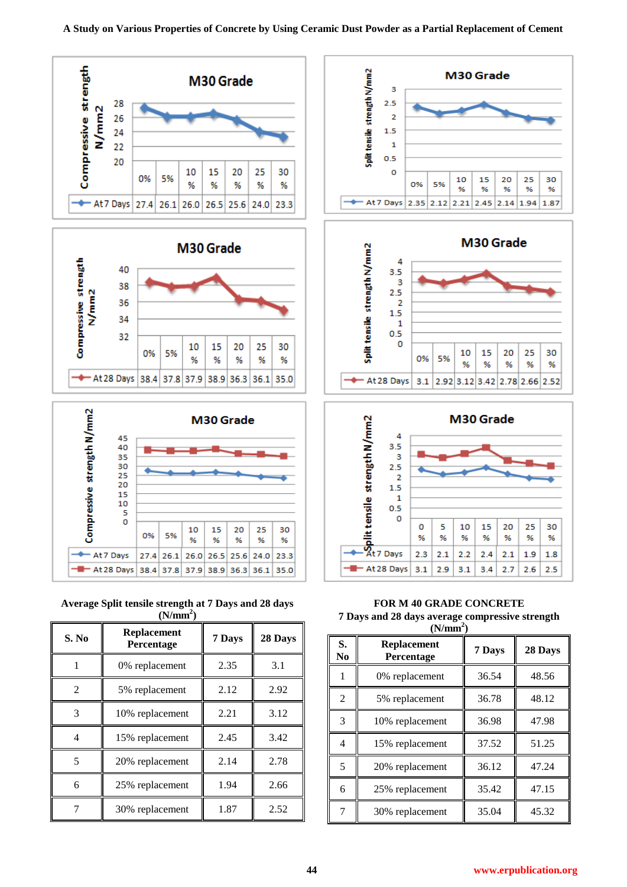**M30 Grade** — Compressive strength N/mm2

| | 0% | 5% | 10 % | 15 % | 20 % | 25 % | 30 % |
|---|---|---|---|---|---|---|---|
| At 7 Days | 27.4 | 26.1 | 26.0 | 26.5 | 25.6 | 24.0 | 23.3 |

**M30 Grade** — Split tensile strength N/mm2

| | 0% | 5% | 10 % | 15 % | 20 % | 25 % | 30 % |
|---|---|---|---|---|---|---|---|
| At 7 Days | 2.35 | 2.12 | 2.21 | 2.45 | 2.14 | 1.94 | 1.87 |

**M30 Grade** — Compressive strength N/mm2

| | 0% | 5% | 10 % | 15 % | 20 % | 25 % | 30 % |
|---|---|---|---|---|---|---|---|
| At 28 Days | 38.4 | 37.8 | 37.9 | 38.9 | 36.3 | 36.1 | 35.0 |

**M30 Grade** — Split tensile strength N/mm2

| | 0% | 5% | 10 % | 15 % | 20 % | 25 % | 30 % |
|---|---|---|---|---|---|---|---|
| At 28 Days | 3.1 | 2.92 | 3.12 | 3.42 | 2.78 | 2.66 | 2.52 |

**M30 Grade** — Compressive strength N/mm2

| | 0% | 5% | 10 % | 15 % | 20 % | 25 % | 30 % |
|---|---|---|---|---|---|---|---|
| At 7 Days | 27.4 | 26.1 | 26.0 | 26.5 | 25.6 | 24.0 | 23.3 |
| At 28 Days | 38.4 | 37.8 | 37.9 | 38.9 | 36.3 | 36.1 | 35.0 |

**M30 Grade** — Split tensile strength N/mm2

| | 0 % | 5 % | 10 % | 15 % | 20 % | 25 % | 30 % |
|---|---|---|---|---|---|---|---|
| At 7 Days | 2.3 | 2.1 | 2.2 | 2.4 | 2.1 | 1.9 | 1.8 |
| At 28 Days | 3.1 | 2.9 | 3.1 | 3.4 | 2.7 | 2.6 | 2.5 |

**Average Split tensile strength at 7 Days and 28 days ($N/mm^2$)**

| S. No | Replacement Percentage | 7 Days | 28 Days |
|---|---|---|---|
| 1 | 0% replacement | 2.35 | 3.1 |
| 2 | 5% replacement | 2.12 | 2.92 |
| 3 | 10% replacement | 2.21 | 3.12 |
| 4 | 15% replacement | 2.45 | 3.42 |
| 5 | 20% replacement | 2.14 | 2.78 |
| 6 | 25% replacement | 1.94 | 2.66 |
| 7 | 30% replacement | 1.87 | 2.52 |

**FOR M 40 GRADE CONCRETE**

**7 Days and 28 days average compressive strength ($N/mm^2$)**

| S. No | Replacement Percentage | 7 Days | 28 Days |
|---|---|---|---|
| 1 | 0% replacement | 36.54 | 48.56 |
| 2 | 5% replacement | 36.78 | 48.12 |
| 3 | 10% replacement | 36.98 | 47.98 |
| 4 | 15% replacement | 37.52 | 51.25 |
| 5 | 20% replacement | 36.12 | 47.24 |
| 6 | 25% replacement | 35.42 | 47.15 |
| 7 | 30% replacement | 35.04 | 45.32 |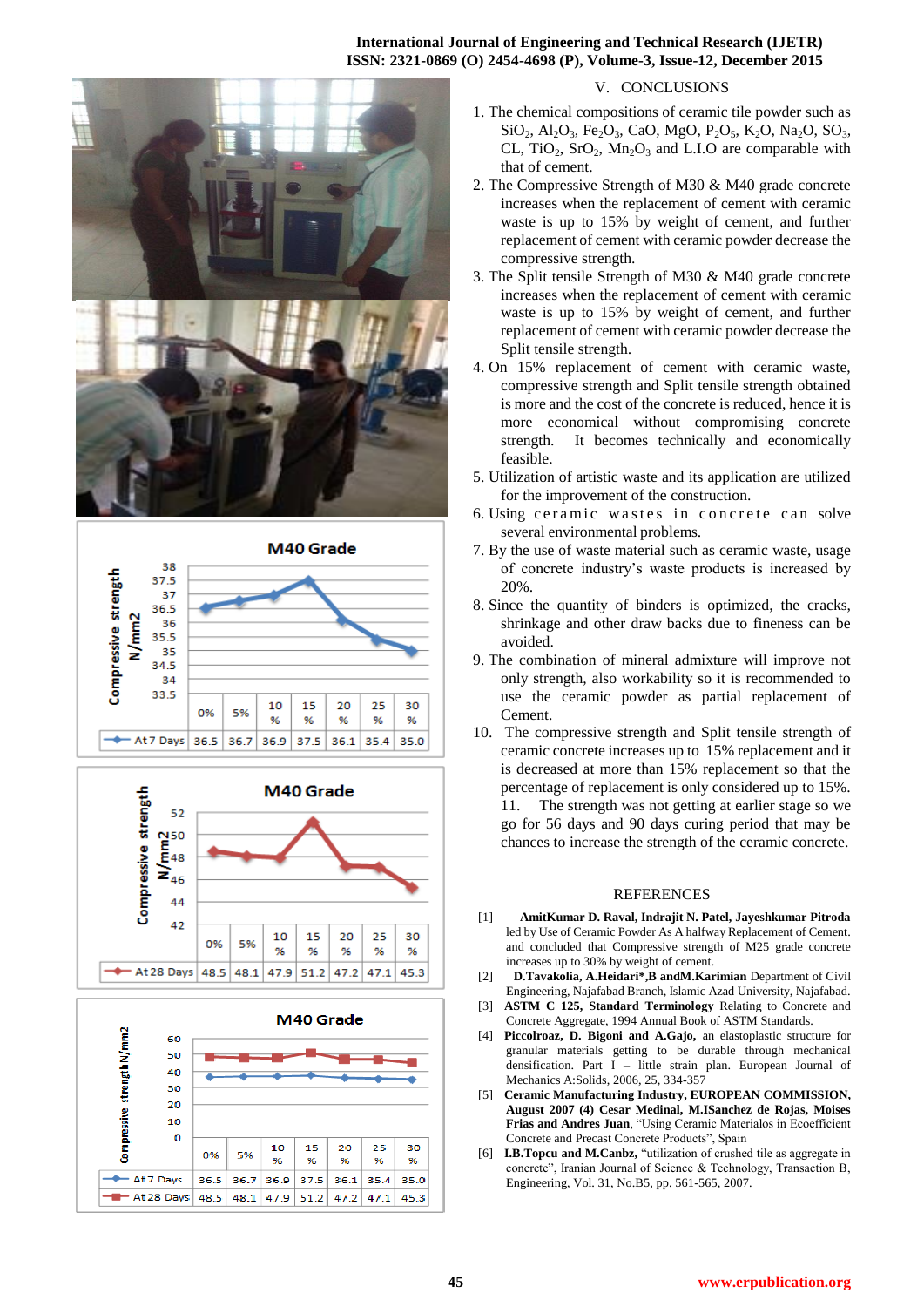M40 Grade

| | 0% | 5% | 10 % | 15 % | 20 % | 25 % | 30 % |
|---|---|---|---|---|---|---|---|
| At 7 Days | 36.5 | 36.7 | 36.9 | 37.5 | 36.1 | 35.4 | 35.0 |

M40 Grade

| | 0% | 5% | 10 % | 15 % | 20 % | 25 % | 30 % |
|---|---|---|---|---|---|---|---|
| At 28 Days | 48.5 | 48.1 | 47.9 | 51.2 | 47.2 | 47.1 | 45.3 |

M40 Grade

| | 0% | 5% | 10 % | 15 % | 20 % | 25 % | 30 % |
|---|---|---|---|---|---|---|---|
| At 7 Days | 36.5 | 36.7 | 36.9 | 37.5 | 36.1 | 35.4 | 35.0 |
| At 28 Days | 48.5 | 48.1 | 47.9 | 51.2 | 47.2 | 47.1 | 45.3 |

## V. CONCLUSIONS

1. The chemical compositions of ceramic tile powder such as $SiO_2$, $Al_2O_3$, $Fe_2O_3$, CaO, MgO, $P_2O_5$, $K_2O$, $Na_2O$, $SO_3$, CL, $TiO_2$, $SrO_2$, $Mn_2O_3$ and L.I.O are comparable with that of cement.
2. The Compressive Strength of M30 & M40 grade concrete increases when the replacement of cement with ceramic waste is up to 15% by weight of cement, and further replacement of cement with ceramic powder decrease the compressive strength.
3. The Split tensile Strength of M30 & M40 grade concrete increases when the replacement of cement with ceramic waste is up to 15% by weight of cement, and further replacement of cement with ceramic powder decrease the Split tensile strength.
4. On 15% replacement of cement with ceramic waste, compressive strength and Split tensile strength obtained is more and the cost of the concrete is reduced, hence it is more economical without compromising concrete strength. It becomes technically and economically feasible.
5. Utilization of artistic waste and its application are utilized for the improvement of the construction.
6. Using ceramic wastes in concrete can solve several environmental problems.
7. By the use of waste material such as ceramic waste, usage of concrete industry's waste products is increased by 20%.
8. Since the quantity of binders is optimized, the cracks, shrinkage and other draw backs due to fineness can be avoided.
9. The combination of mineral admixture will improve not only strength, also workability so it is recommended to use the ceramic powder as partial replacement of Cement.
10. The compressive strength and Split tensile strength of ceramic concrete increases up to 15% replacement and it is decreased at more than 15% replacement so that the percentage of replacement is only considered up to 15%.
11. The strength was not getting at earlier stage so we go for 56 days and 90 days curing period that may be chances to increase the strength of the ceramic concrete.

## REFERENCES

[1] **AmitKumar D. Raval, Indrajit N. Patel, Jayeshkumar Pitroda** led by Use of Ceramic Powder As A halfway Replacement of Cement. and concluded that Compressive strength of M25 grade concrete increases up to 30% by weight of cement.

[2] **D.Tavakolia, A.Heidari\*,B andM.Karimian** Department of Civil Engineering, Najafabad Branch, Islamic Azad University, Najafabad.

[3] **ASTM C 125, Standard Terminology** Relating to Concrete and Concrete Aggregate, 1994 Annual Book of ASTM Standards.

[4] **Piccolroaz, D. Bigoni and A.Gajo,** an elastoplastic structure for granular materials getting to be durable through mechanical densification. Part I – little strain plan. European Journal of Mechanics A:Solids, 2006, 25, 334-357

[5] **Ceramic Manufacturing Industry, EUROPEAN COMMISSION, August 2007 (4) Cesar Medinal, M.ISanchez de Rojas, Moises Frias and Andres Juan**, "Using Ceramic Materialos in Ecoefficient Concrete and Precast Concrete Products", Spain

[6] **I.B.Topcu and M.Canbz,** "utilization of crushed tile as aggregate in concrete", Iranian Journal of Science & Technology, Transaction B, Engineering, Vol. 31, No.B5, pp. 561-565, 2007.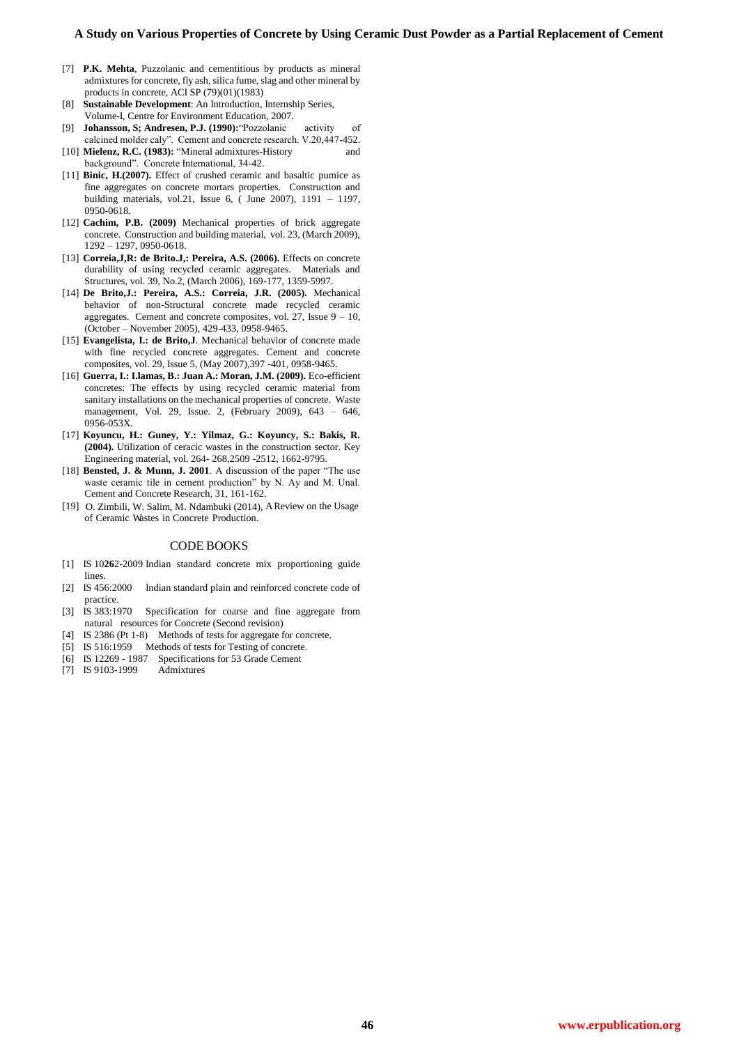[7] **P.K. Mehta**, Puzzolanic and cementitious by products as mineral admixtures for concrete, fly ash, silica fume, slag and other mineral by products in concrete, ACI SP (79)(01)(1983)

[8] **Sustainable Development**: An Introduction, Internship Series, Volume-I, Centre for Environment Education, 2007.

[9] **Johansson, S; Andresen, P.J. (1990):**"Pozzolanic activity of calcined molder caly". Cement and concrete research. V.20,447-452.

[10] **Mielenz, R.C. (1983):** "Mineral admixtures-History and background". Concrete International, 34-42.

[11] **Binic, H.(2007).** Effect of crushed ceramic and basaltic pumice as fine aggregates on concrete mortars properties. Construction and building materials, vol.21, Issue 6, ( June 2007), 1191 – 1197, 0950-0618.

[12] **Cachim, P.B. (2009)** Mechanical properties of brick aggregate concrete. Construction and building material, vol. 23, (March 2009), 1292 – 1297, 0950-0618.

[13] **Correia,J,R: de Brito.J,: Pereira, A.S. (2006).** Effects on concrete durability of using recycled ceramic aggregates. Materials and Structures, vol. 39, No.2, (March 2006), 169-177, 1359-5997.

[14] **De Brito,J.: Pereira, A.S.: Correia, J.R. (2005).** Mechanical behavior of non-Structural concrete made recycled ceramic aggregates. Cement and concrete composites, vol. 27, Issue 9 – 10, (October – November 2005), 429-433, 0958-9465.

[15] **Evangelista, I.: de Brito,J**. Mechanical behavior of concrete made with fine recycled concrete aggregates. Cement and concrete composites, vol. 29, Issue 5, (May 2007),397 -401, 0958-9465.

[16] **Guerra, I.: I.lamas, B.: Juan A.: Moran, J.M. (2009).** Eco-efficient concretes: The effects by using recycled ceramic material from sanitary installations on the mechanical properties of concrete. Waste management, Vol. 29, Issue. 2, (February 2009), 643 – 646, 0956-053X.

[17] **Koyuncu, H.: Guney, Y.: Yilmaz, G.: Koyuncy, S.: Bakis, R. (2004).** Utilization of ceracic wastes in the construction sector. Key Engineering material, vol. 264- 268,2509 -2512, 1662-9795.

[18] **Bensted, J. & Munn, J. 2001**. A discussion of the paper "The use waste ceramic tile in cement production" by N. Ay and M. Unal. Cement and Concrete Research, 31, 161-162.

[19] O. Zimbili, W. Salim, M. Ndambuki (2014), A Review on the Usage of Ceramic Wastes in Concrete Production.

## CODE BOOKS

[1] IS 10262-2009 Indian standard concrete mix proportioning guide lines.

[2] IS 456:2000 Indian standard plain and reinforced concrete code of practice.

[3] IS 383:1970 Specification for coarse and fine aggregate from natural resources for Concrete (Second revision)

[4] IS 2386 (Pt 1-8) Methods of tests for aggregate for concrete.

[5] IS 516:1959 Methods of tests for Testing of concrete.

[6] IS 12269 - 1987 Specifications for 53 Grade Cement

[7] IS 9103-1999 Admixtures